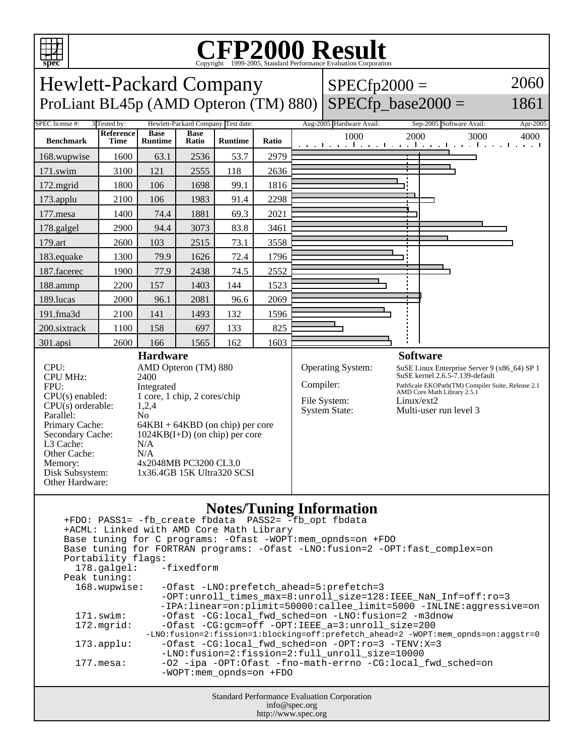# CFP2000 Result

Copyright 1999-2005, Standard Performance Evaluation Corporation

## Hewlett-Packard Company
### ProLiant BL45p (AMD Opteron (TM) 880)

SPECfp2000 = 2060

SPECfp_base2000 = 1861

| SPEC license #: | 3 | Tested by: | Hewlett-Packard Company | Test date: | Aug-2005 | Hardware Avail: | Sep-2005 | Software Avail: | Apr-2005 |
|---|---|---|---|---|---|---|---|---|---|

| Benchmark | Reference Time | Base Runtime | Base Ratio | Runtime | Ratio |
|---|---|---|---|---|---|
| 168.wupwise | 1600 | 63.1 | 2536 | 53.7 | 2979 |
| 171.swim | 3100 | 121 | 2555 | 118 | 2636 |
| 172.mgrid | 1800 | 106 | 1698 | 99.1 | 1816 |
| 173.applu | 2100 | 106 | 1983 | 91.4 | 2298 |
| 177.mesa | 1400 | 74.4 | 1881 | 69.3 | 2021 |
| 178.galgel | 2900 | 94.4 | 3073 | 83.8 | 3461 |
| 179.art | 2600 | 103 | 2515 | 73.1 | 3558 |
| 183.equake | 1300 | 79.9 | 1626 | 72.4 | 1796 |
| 187.facerec | 1900 | 77.9 | 2438 | 74.5 | 2552 |
| 188.ammp | 2200 | 157 | 1403 | 144 | 1523 |
| 189.lucas | 2000 | 96.1 | 2081 | 96.6 | 2069 |
| 191.fma3d | 2100 | 141 | 1493 | 132 | 1596 |
| 200.sixtrack | 1100 | 158 | 697 | 133 | 825 |
| 301.apsi | 2600 | 166 | 1565 | 162 | 1603 |

### Hardware

| | |
|---|---|
| CPU: | AMD Opteron (TM) 880 |
| CPU MHz: | 2400 |
| FPU: | Integrated |
| CPU(s) enabled: | 1 core, 1 chip, 2 cores/chip |
| CPU(s) orderable: | 1,2,4 |
| Parallel: | No |
| Primary Cache: | 64KBI + 64KBD (on chip) per core |
| Secondary Cache: | 1024KB(I+D) (on chip) per core |
| L3 Cache: | N/A |
| Other Cache: | N/A |
| Memory: | 4x2048MB PC3200 CL3.0 |
| Disk Subsystem: | 1x36.4GB 15K Ultra320 SCSI |
| Other Hardware: | |

### Software

| | |
|---|---|
| Operating System: | SuSE Linux Enterprise Server 9 (x86_64) SP 1<br>SuSE kernel 2.6.5-7.139-default |
| Compiler: | PathScale EKOPath(TM) Compiler Suite, Release 2.1<br>AMD Core Math Library 2.5.1 |
| File System: | Linux/ext2 |
| System State: | Multi-user run level 3 |

### Notes/Tuning Information

```
+FDO: PASS1= -fb_create fbdata  PASS2= -fb_opt fbdata
+ACML: Linked with AMD Core Math Library
Base tuning for C programs: -Ofast -WOPT:mem_opnds=on +FDO
Base tuning for FORTRAN programs: -Ofast -LNO:fusion=2 -OPT:fast_complex=on
Portability flags:
  178.galgel:    -fixedform
Peak tuning:
  168.wupwise:   -Ofast -LNO:prefetch_ahead=5:prefetch=3
                 -OPT:unroll_times_max=8:unroll_size=128:IEEE_NaN_Inf=off:ro=3
                 -IPA:linear=on:plimit=50000:callee_limit=5000 -INLINE:aggressive=on
  171.swim:      -Ofast -CG:local_fwd_sched=on -LNO:fusion=2 -m3dnow
  172.mgrid:     -Ofast -CG:gcm=off -OPT:IEEE_a=3:unroll_size=200
               -LNO:fusion=2:fission=1:blocking=off:prefetch_ahead=2 -WOPT:mem_opnds=on:aggstr=0
  173.applu:     -Ofast -CG:local_fwd_sched=on -OPT:ro=3 -TENV:X=3
                 -LNO:fusion=2:fission=2:full_unroll_size=10000
  177.mesa:      -O2 -ipa -OPT:Ofast -fno-math-errno -CG:local_fwd_sched=on
                 -WOPT:mem_opnds=on +FDO
```

Standard Performance Evaluation Corporation
info@spec.org
http://www.spec.org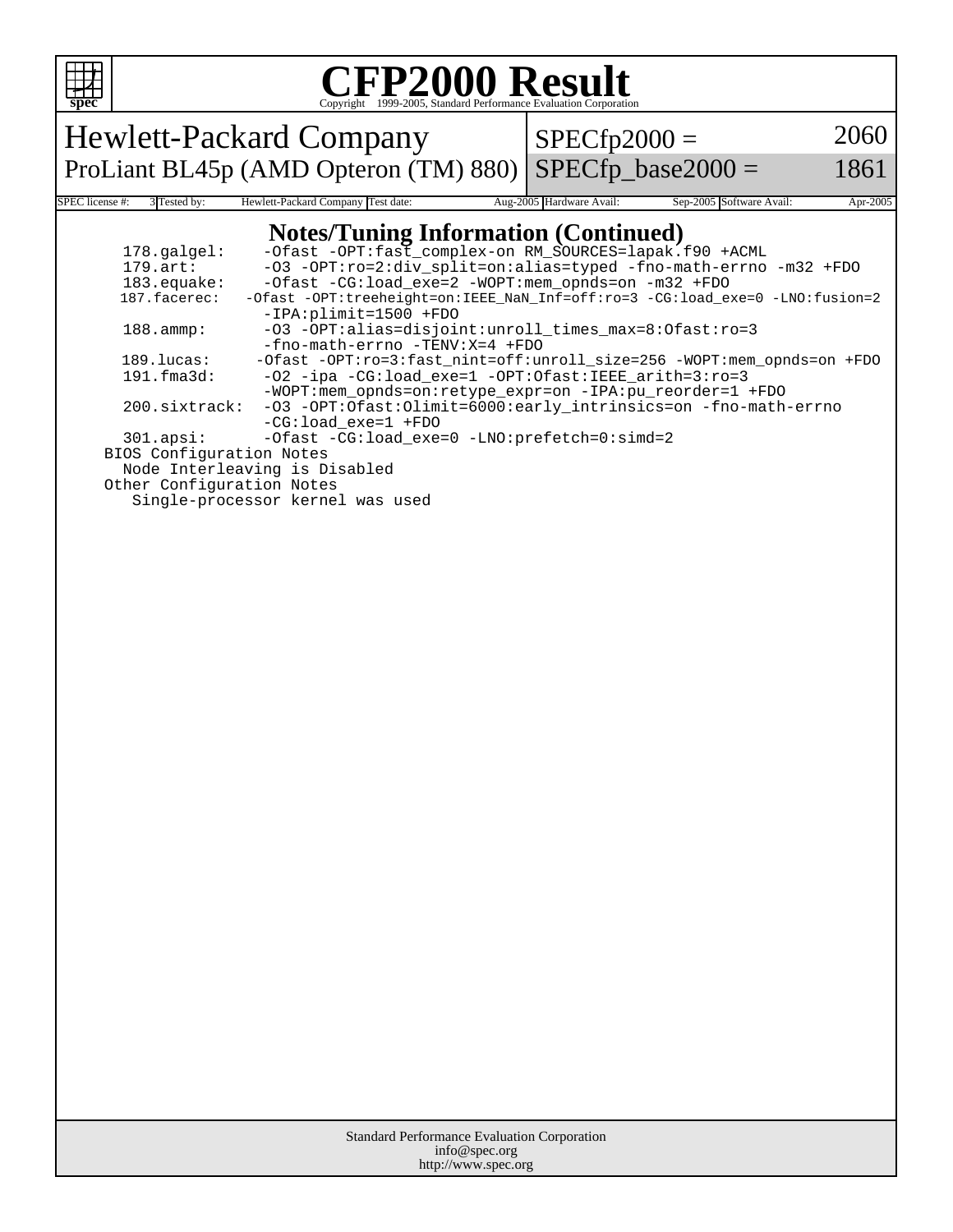# CFP2000 Result

Copyright 1999-2005, Standard Performance Evaluation Corporation

| Hewlett-Packard Company | SPECfp2000 = | 2060 |
| --- | --- | --- |
| ProLiant BL45p (AMD Opteron (TM) 880) | SPECfp_base2000 = | 1861 |

| SPEC license #: | 3 | Tested by: | Hewlett-Packard Company | Test date: | Aug-2005 | Hardware Avail: | Sep-2005 | Software Avail: | Apr-2005 |
| --- | --- | --- | --- | --- | --- | --- | --- | --- | --- |

## Notes/Tuning Information (Continued)

```
  178.galgel:     -Ofast -OPT:fast_complex=on RM_SOURCES=lapak.f90 +ACML
  179.art:        -O3 -OPT:ro=2:div_split=on:alias=typed -fno-math-errno -m32 +FDO
  183.equake:     -Ofast -CG:load_exe=2 -WOPT:mem_opnds=on -m32 +FDO
  187.facerec:   -Ofast -OPT:treeheight=on:IEEE_NaN_Inf=off:ro=3 -CG:load_exe=0 -LNO:fusion=2
                  -IPA:plimit=1500 +FDO
  188.ammp:       -O3 -OPT:alias=disjoint:unroll_times_max=8:Ofast:ro=3
                  -fno-math-errno -TENV:X=4 +FDO
  189.lucas:     -Ofast -OPT:ro=3:fast_nint=off:unroll_size=256 -WOPT:mem_opnds=on +FDO
  191.fma3d:      -O2 -ipa -CG:load_exe=1 -OPT:Ofast:IEEE_arith=3:ro=3
                  -WOPT:mem_opnds=on:retype_expr=on -IPA:pu_reorder=1 +FDO
  200.sixtrack:   -O3 -OPT:Ofast:Olimit=6000:early_intrinsics=on -fno-math-errno
                  -CG:load_exe=1 +FDO
  301.apsi:       -Ofast -CG:load_exe=0 -LNO:prefetch=0:simd=2
BIOS Configuration Notes
  Node Interleaving is Disabled
Other Configuration Notes
   Single-processor kernel was used
```

Standard Performance Evaluation Corporation
info@spec.org
http://www.spec.org